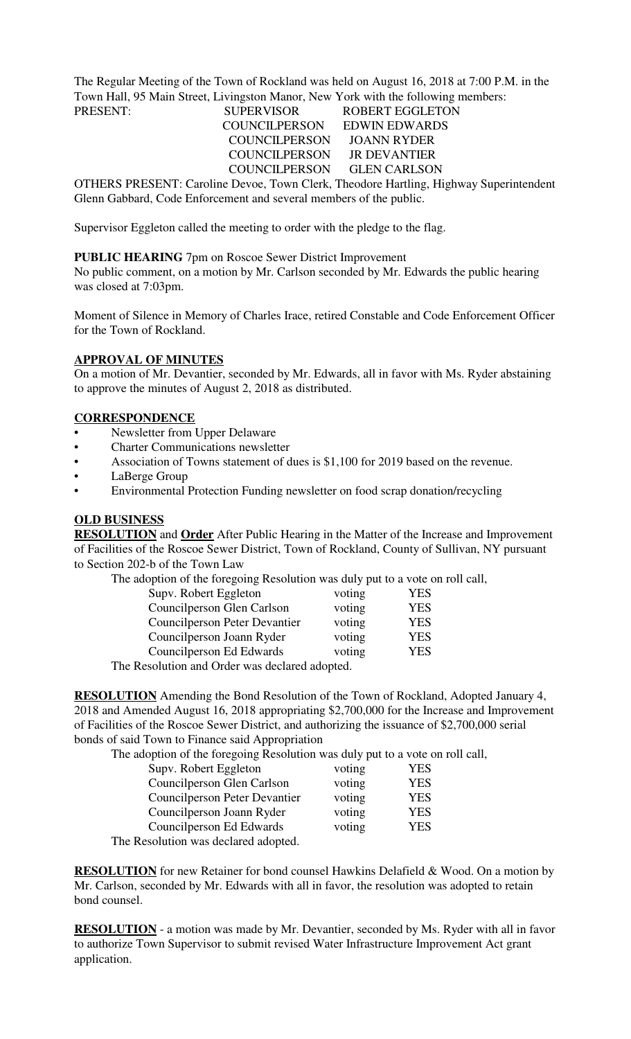The Regular Meeting of the Town of Rockland was held on August 16, 2018 at 7:00 P.M. in the Town Hall, 95 Main Street, Livingston Manor, New York with the following members:

| PRESENT: | SUPERVISOR | ROBERT EGGLETON |
|---|---|---|
| | COUNCILPERSON | EDWIN EDWARDS |
| | COUNCILPERSON | JOANN RYDER |
| | COUNCILPERSON | JR DEVANTIER |
| | COUNCILPERSON | GLEN CARLSON |

OTHERS PRESENT: Caroline Devoe, Town Clerk, Theodore Hartling, Highway Superintendent Glenn Gabbard, Code Enforcement and several members of the public.

Supervisor Eggleton called the meeting to order with the pledge to the flag.

**PUBLIC HEARING** 7pm on Roscoe Sewer District Improvement

No public comment, on a motion by Mr. Carlson seconded by Mr. Edwards the public hearing was closed at 7:03pm.

Moment of Silence in Memory of Charles Irace, retired Constable and Code Enforcement Officer for the Town of Rockland.

**APPROVAL OF MINUTES**

On a motion of Mr. Devantier, seconded by Mr. Edwards, all in favor with Ms. Ryder abstaining to approve the minutes of August 2, 2018 as distributed.

**CORRESPONDENCE**

- Newsletter from Upper Delaware
- Charter Communications newsletter
- Association of Towns statement of dues is $1,100 for 2019 based on the revenue.
- LaBerge Group
- Environmental Protection Funding newsletter on food scrap donation/recycling

**OLD BUSINESS**

**RESOLUTION** and **Order** After Public Hearing in the Matter of the Increase and Improvement of Facilities of the Roscoe Sewer District, Town of Rockland, County of Sullivan, NY pursuant to Section 202-b of the Town Law

The adoption of the foregoing Resolution was duly put to a vote on roll call,

| | | |
|---|---|---|
| Supv. Robert Eggleton | voting | YES |
| Councilperson Glen Carlson | voting | YES |
| Councilperson Peter Devantier | voting | YES |
| Councilperson Joann Ryder | voting | YES |
| Councilperson Ed Edwards | voting | YES |

The Resolution and Order was declared adopted.

**RESOLUTION** Amending the Bond Resolution of the Town of Rockland, Adopted January 4, 2018 and Amended August 16, 2018 appropriating $2,700,000 for the Increase and Improvement of Facilities of the Roscoe Sewer District, and authorizing the issuance of $2,700,000 serial bonds of said Town to Finance said Appropriation

The adoption of the foregoing Resolution was duly put to a vote on roll call,

| | | |
|---|---|---|
| Supv. Robert Eggleton | voting | YES |
| Councilperson Glen Carlson | voting | YES |
| Councilperson Peter Devantier | voting | YES |
| Councilperson Joann Ryder | voting | YES |
| Councilperson Ed Edwards | voting | YES |

The Resolution was declared adopted.

**RESOLUTION** for new Retainer for bond counsel Hawkins Delafield & Wood. On a motion by Mr. Carlson, seconded by Mr. Edwards with all in favor, the resolution was adopted to retain bond counsel.

**RESOLUTION** - a motion was made by Mr. Devantier, seconded by Ms. Ryder with all in favor to authorize Town Supervisor to submit revised Water Infrastructure Improvement Act grant application.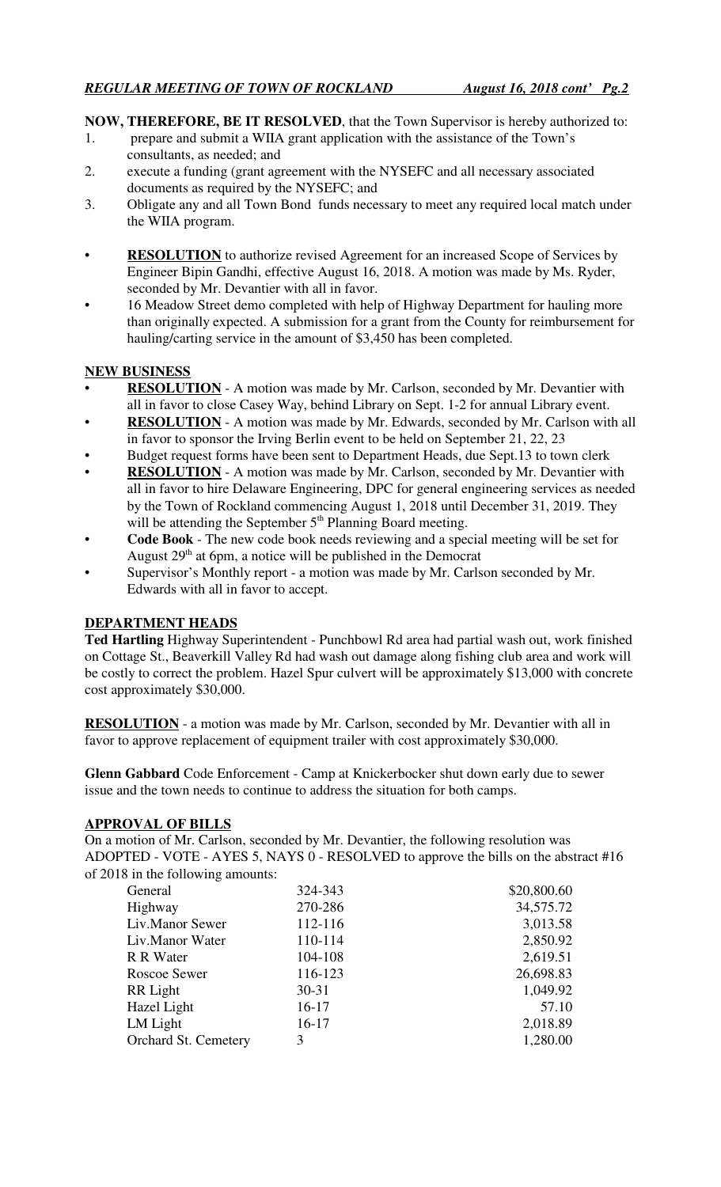**NOW, THEREFORE, BE IT RESOLVED**, that the Town Supervisor is hereby authorized to:

1. prepare and submit a WIIA grant application with the assistance of the Town's consultants, as needed; and
2. execute a funding (grant agreement with the NYSEFC and all necessary associated documents as required by the NYSEFC; and
3. Obligate any and all Town Bond funds necessary to meet any required local match under the WIIA program.

- **RESOLUTION** to authorize revised Agreement for an increased Scope of Services by Engineer Bipin Gandhi, effective August 16, 2018. A motion was made by Ms. Ryder, seconded by Mr. Devantier with all in favor.
- 16 Meadow Street demo completed with help of Highway Department for hauling more than originally expected. A submission for a grant from the County for reimbursement for hauling/carting service in the amount of $3,450 has been completed.

## NEW BUSINESS

- **RESOLUTION** - A motion was made by Mr. Carlson, seconded by Mr. Devantier with all in favor to close Casey Way, behind Library on Sept. 1-2 for annual Library event.
- **RESOLUTION** - A motion was made by Mr. Edwards, seconded by Mr. Carlson with all in favor to sponsor the Irving Berlin event to be held on September 21, 22, 23
- Budget request forms have been sent to Department Heads, due Sept.13 to town clerk
- **RESOLUTION** - A motion was made by Mr. Carlson, seconded by Mr. Devantier with all in favor to hire Delaware Engineering, DPC for general engineering services as needed by the Town of Rockland commencing August 1, 2018 until December 31, 2019. They will be attending the September 5th Planning Board meeting.
- **Code Book** - The new code book needs reviewing and a special meeting will be set for August 29th at 6pm, a notice will be published in the Democrat
- Supervisor's Monthly report - a motion was made by Mr. Carlson seconded by Mr. Edwards with all in favor to accept.

## DEPARTMENT HEADS

**Ted Hartling** Highway Superintendent - Punchbowl Rd area had partial wash out, work finished on Cottage St., Beaverkill Valley Rd had wash out damage along fishing club area and work will be costly to correct the problem. Hazel Spur culvert will be approximately $13,000 with concrete cost approximately $30,000.

**RESOLUTION** - a motion was made by Mr. Carlson, seconded by Mr. Devantier with all in favor to approve replacement of equipment trailer with cost approximately $30,000.

**Glenn Gabbard** Code Enforcement - Camp at Knickerbocker shut down early due to sewer issue and the town needs to continue to address the situation for both camps.

## APPROVAL OF BILLS

On a motion of Mr. Carlson, seconded by Mr. Devantier, the following resolution was ADOPTED - VOTE - AYES 5, NAYS 0 - RESOLVED to approve the bills on the abstract #16 of 2018 in the following amounts:

| | | |
|---|---|---|
| General | 324-343 | $20,800.60 |
| Highway | 270-286 | 34,575.72 |
| Liv.Manor Sewer | 112-116 | 3,013.58 |
| Liv.Manor Water | 110-114 | 2,850.92 |
| R R Water | 104-108 | 2,619.51 |
| Roscoe Sewer | 116-123 | 26,698.83 |
| RR Light | 30-31 | 1,049.92 |
| Hazel Light | 16-17 | 57.10 |
| LM Light | 16-17 | 2,018.89 |
| Orchard St. Cemetery | 3 | 1,280.00 |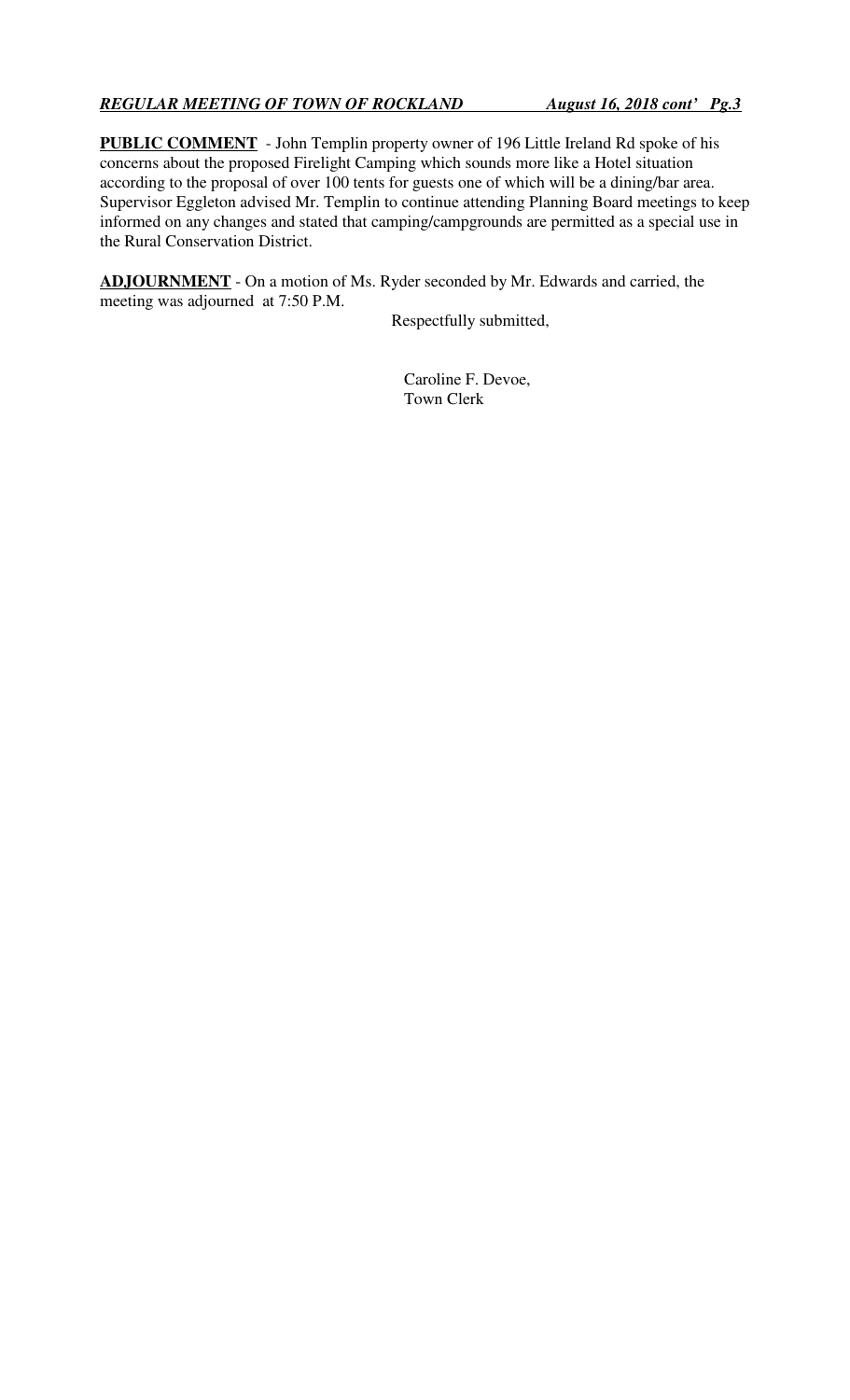**PUBLIC COMMENT** - John Templin property owner of 196 Little Ireland Rd spoke of his concerns about the proposed Firelight Camping which sounds more like a Hotel situation according to the proposal of over 100 tents for guests one of which will be a dining/bar area. Supervisor Eggleton advised Mr. Templin to continue attending Planning Board meetings to keep informed on any changes and stated that camping/campgrounds are permitted as a special use in the Rural Conservation District.

**ADJOURNMENT** - On a motion of Ms. Ryder seconded by Mr. Edwards and carried, the meeting was adjourned at 7:50 P.M.

Respectfully submitted,

Caroline F. Devoe,
Town Clerk